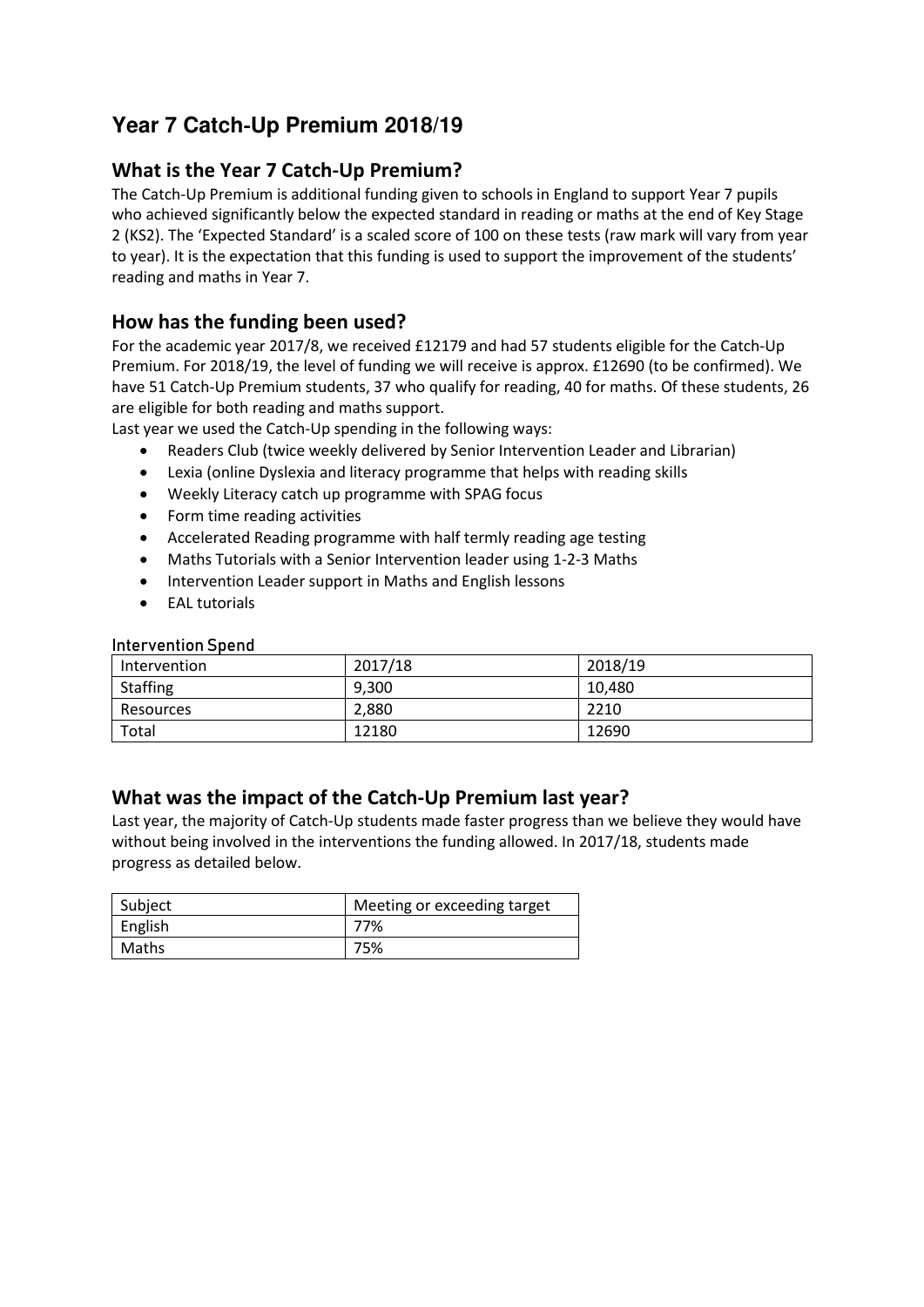# Year 7 Catch-Up Premium 2018/19

## What is the Year 7 Catch-Up Premium?

The Catch-Up Premium is additional funding given to schools in England to support Year 7 pupils who achieved significantly below the expected standard in reading or maths at the end of Key Stage 2 (KS2). The 'Expected Standard' is a scaled score of 100 on these tests (raw mark will vary from year to year). It is the expectation that this funding is used to support the improvement of the students' reading and maths in Year 7.

## How has the funding been used?

For the academic year 2017/8, we received £12179 and had 57 students eligible for the Catch-Up Premium. For 2018/19, the level of funding we will receive is approx. £12690 (to be confirmed). We have 51 Catch-Up Premium students, 37 who qualify for reading, 40 for maths. Of these students, 26 are eligible for both reading and maths support.

Last year we used the Catch-Up spending in the following ways:

- Readers Club (twice weekly delivered by Senior Intervention Leader and Librarian)
- Lexia (online Dyslexia and literacy programme that helps with reading skills
- Weekly Literacy catch up programme with SPAG focus
- Form time reading activities
- Accelerated Reading programme with half termly reading age testing
- Maths Tutorials with a Senior Intervention leader using 1-2-3 Maths
- Intervention Leader support in Maths and English lessons
- EAL tutorials

### Intervention Spend

| Intervention | 2017/18 | 2018/19 |
|---|---|---|
| Staffing | 9,300 | 10,480 |
| Resources | 2,880 | 2210 |
| Total | 12180 | 12690 |

## What was the impact of the Catch-Up Premium last year?

Last year, the majority of Catch-Up students made faster progress than we believe they would have without being involved in the interventions the funding allowed. In 2017/18, students made progress as detailed below.

| Subject | Meeting or exceeding target |
|---|---|
| English | 77% |
| Maths | 75% |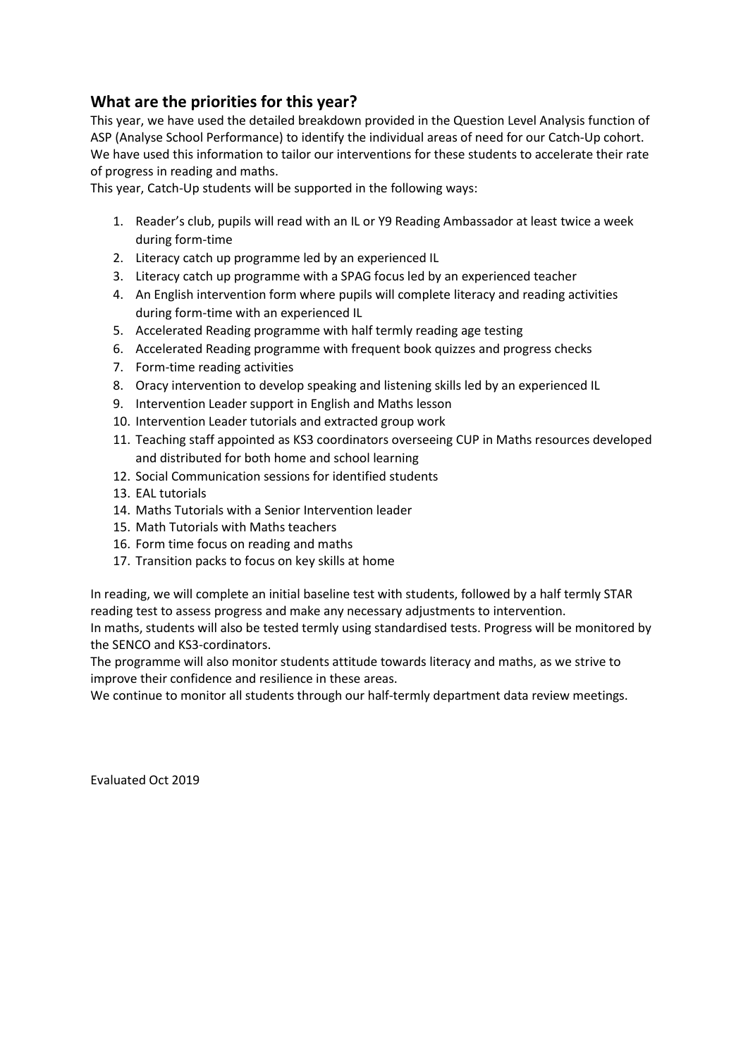## What are the priorities for this year?

This year, we have used the detailed breakdown provided in the Question Level Analysis function of ASP (Analyse School Performance) to identify the individual areas of need for our Catch-Up cohort. We have used this information to tailor our interventions for these students to accelerate their rate of progress in reading and maths.

This year, Catch-Up students will be supported in the following ways:

1. Reader's club, pupils will read with an IL or Y9 Reading Ambassador at least twice a week during form-time
2. Literacy catch up programme led by an experienced IL
3. Literacy catch up programme with a SPAG focus led by an experienced teacher
4. An English intervention form where pupils will complete literacy and reading activities during form-time with an experienced IL
5. Accelerated Reading programme with half termly reading age testing
6. Accelerated Reading programme with frequent book quizzes and progress checks
7. Form-time reading activities
8. Oracy intervention to develop speaking and listening skills led by an experienced IL
9. Intervention Leader support in English and Maths lesson
10. Intervention Leader tutorials and extracted group work
11. Teaching staff appointed as KS3 coordinators overseeing CUP in Maths resources developed and distributed for both home and school learning
12. Social Communication sessions for identified students
13. EAL tutorials
14. Maths Tutorials with a Senior Intervention leader
15. Math Tutorials with Maths teachers
16. Form time focus on reading and maths
17. Transition packs to focus on key skills at home

In reading, we will complete an initial baseline test with students, followed by a half termly STAR reading test to assess progress and make any necessary adjustments to intervention.

In maths, students will also be tested termly using standardised tests. Progress will be monitored by the SENCO and KS3-cordinators.

The programme will also monitor students attitude towards literacy and maths, as we strive to improve their confidence and resilience in these areas.

We continue to monitor all students through our half-termly department data review meetings.

Evaluated Oct 2019